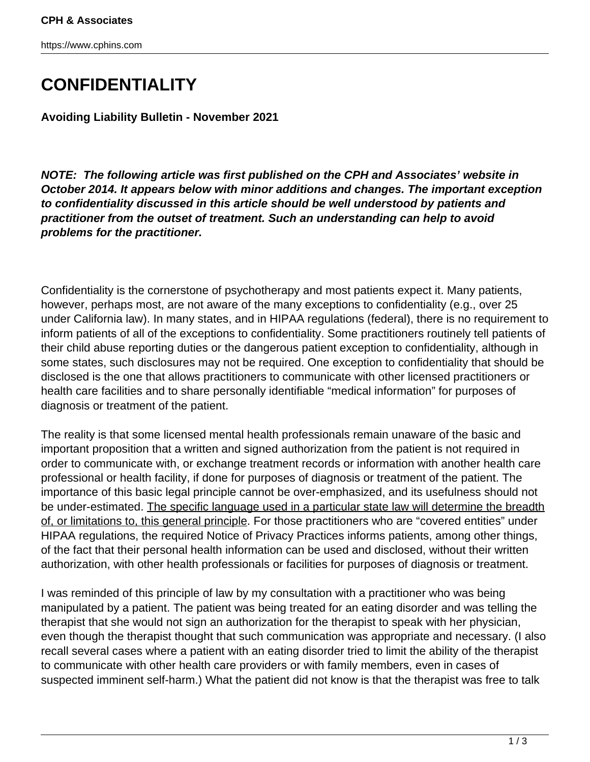# CONFIDENTIALITY

**Avoiding Liability Bulletin - November 2021**

***NOTE: The following article was first published on the CPH and Associates' website in October 2014. It appears below with minor additions and changes. The important exception to confidentiality discussed in this article should be well understood by patients and practitioner from the outset of treatment. Such an understanding can help to avoid problems for the practitioner.***

Confidentiality is the cornerstone of psychotherapy and most patients expect it. Many patients, however, perhaps most, are not aware of the many exceptions to confidentiality (e.g., over 25 under California law). In many states, and in HIPAA regulations (federal), there is no requirement to inform patients of all of the exceptions to confidentiality. Some practitioners routinely tell patients of their child abuse reporting duties or the dangerous patient exception to confidentiality, although in some states, such disclosures may not be required. One exception to confidentiality that should be disclosed is the one that allows practitioners to communicate with other licensed practitioners or health care facilities and to share personally identifiable "medical information" for purposes of diagnosis or treatment of the patient.

The reality is that some licensed mental health professionals remain unaware of the basic and important proposition that a written and signed authorization from the patient is not required in order to communicate with, or exchange treatment records or information with another health care professional or health facility, if done for purposes of diagnosis or treatment of the patient. The importance of this basic legal principle cannot be over-emphasized, and its usefulness should not be under-estimated. <u>The specific language used in a particular state law will determine the breadth of, or limitations to, this general principle</u>. For those practitioners who are "covered entities" under HIPAA regulations, the required Notice of Privacy Practices informs patients, among other things, of the fact that their personal health information can be used and disclosed, without their written authorization, with other health professionals or facilities for purposes of diagnosis or treatment.

I was reminded of this principle of law by my consultation with a practitioner who was being manipulated by a patient. The patient was being treated for an eating disorder and was telling the therapist that she would not sign an authorization for the therapist to speak with her physician, even though the therapist thought that such communication was appropriate and necessary. (I also recall several cases where a patient with an eating disorder tried to limit the ability of the therapist to communicate with other health care providers or with family members, even in cases of suspected imminent self-harm.) What the patient did not know is that the therapist was free to talk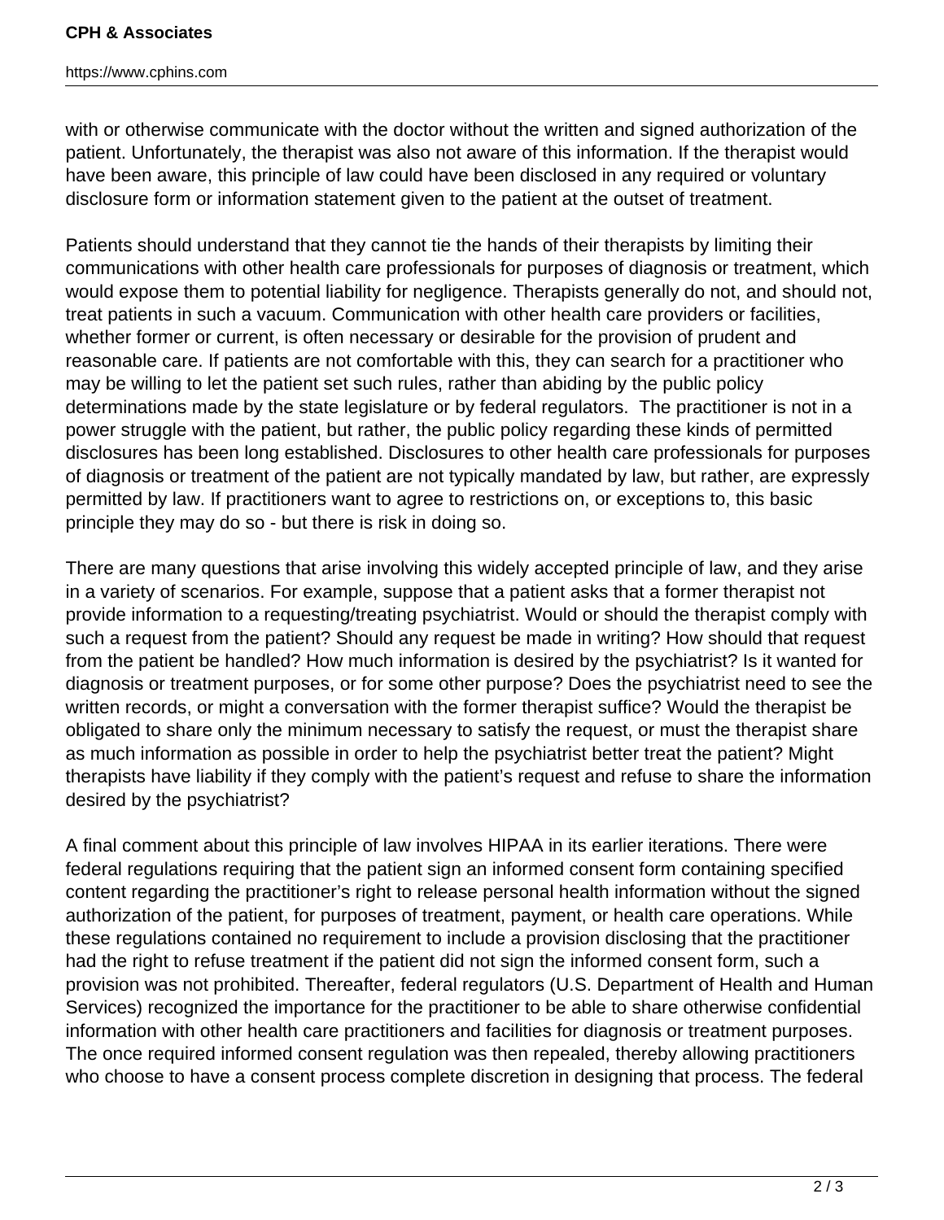with or otherwise communicate with the doctor without the written and signed authorization of the patient. Unfortunately, the therapist was also not aware of this information. If the therapist would have been aware, this principle of law could have been disclosed in any required or voluntary disclosure form or information statement given to the patient at the outset of treatment.

Patients should understand that they cannot tie the hands of their therapists by limiting their communications with other health care professionals for purposes of diagnosis or treatment, which would expose them to potential liability for negligence. Therapists generally do not, and should not, treat patients in such a vacuum. Communication with other health care providers or facilities, whether former or current, is often necessary or desirable for the provision of prudent and reasonable care. If patients are not comfortable with this, they can search for a practitioner who may be willing to let the patient set such rules, rather than abiding by the public policy determinations made by the state legislature or by federal regulators. The practitioner is not in a power struggle with the patient, but rather, the public policy regarding these kinds of permitted disclosures has been long established. Disclosures to other health care professionals for purposes of diagnosis or treatment of the patient are not typically mandated by law, but rather, are expressly permitted by law. If practitioners want to agree to restrictions on, or exceptions to, this basic principle they may do so - but there is risk in doing so.

There are many questions that arise involving this widely accepted principle of law, and they arise in a variety of scenarios. For example, suppose that a patient asks that a former therapist not provide information to a requesting/treating psychiatrist. Would or should the therapist comply with such a request from the patient? Should any request be made in writing? How should that request from the patient be handled? How much information is desired by the psychiatrist? Is it wanted for diagnosis or treatment purposes, or for some other purpose? Does the psychiatrist need to see the written records, or might a conversation with the former therapist suffice? Would the therapist be obligated to share only the minimum necessary to satisfy the request, or must the therapist share as much information as possible in order to help the psychiatrist better treat the patient? Might therapists have liability if they comply with the patient's request and refuse to share the information desired by the psychiatrist?

A final comment about this principle of law involves HIPAA in its earlier iterations. There were federal regulations requiring that the patient sign an informed consent form containing specified content regarding the practitioner's right to release personal health information without the signed authorization of the patient, for purposes of treatment, payment, or health care operations. While these regulations contained no requirement to include a provision disclosing that the practitioner had the right to refuse treatment if the patient did not sign the informed consent form, such a provision was not prohibited. Thereafter, federal regulators (U.S. Department of Health and Human Services) recognized the importance for the practitioner to be able to share otherwise confidential information with other health care practitioners and facilities for diagnosis or treatment purposes. The once required informed consent regulation was then repealed, thereby allowing practitioners who choose to have a consent process complete discretion in designing that process. The federal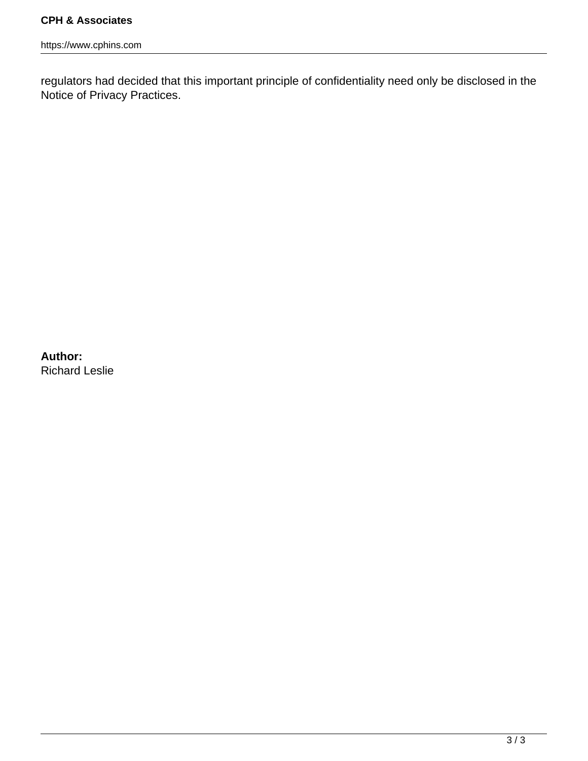regulators had decided that this important principle of confidentiality need only be disclosed in the Notice of Privacy Practices.

**Author:**
Richard Leslie